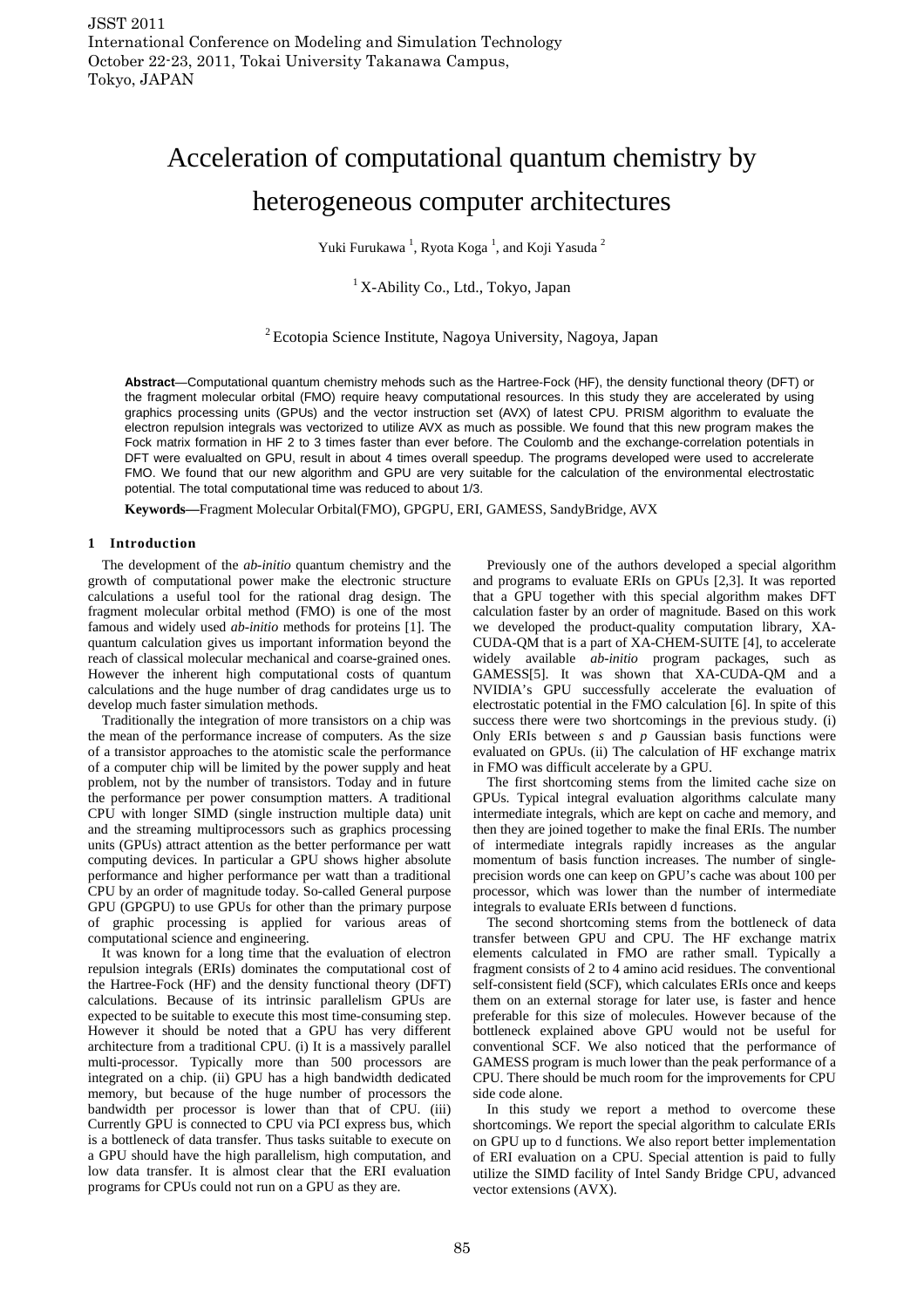# Acceleration of computational quantum chemistry by heterogeneous computer architectures

Yuki Furukawa [1], Ryota Koga [1], and Koji Yasuda [2]

[1] X-Ability Co., Ltd., Tokyo, Japan

[2] Ecotopia Science Institute, Nagoya University, Nagoya, Japan

**Abstract**—Computational quantum chemistry mehods such as the Hartree-Fock (HF), the density functional theory (DFT) or the fragment molecular orbital (FMO) require heavy computational resources. In this study they are accelerated by using graphics processing units (GPUs) and the vector instruction set (AVX) of latest CPU. PRISM algorithm to evaluate the electron repulsion integrals was vectorized to utilize AVX as much as possible. We found that this new program makes the Fock matrix formation in HF 2 to 3 times faster than ever before. The Coulomb and the exchange-correlation potentials in DFT were evalualted on GPU, result in about 4 times overall speedup. The programs developed were used to accrelerate FMO. We found that our new algorithm and GPU are very suitable for the calculation of the environmental electrostatic potential. The total computational time was reduced to about 1/3.

**Keywords—**Fragment Molecular Orbital(FMO), GPGPU, ERI, GAMESS, SandyBridge, AVX

## 1 Introduction

The development of the *ab-initio* quantum chemistry and the growth of computational power make the electronic structure calculations a useful tool for the rational drag design. The fragment molecular orbital method (FMO) is one of the most famous and widely used *ab-initio* methods for proteins [1]. The quantum calculation gives us important information beyond the reach of classical molecular mechanical and coarse-grained ones. However the inherent high computational costs of quantum calculations and the huge number of drag candidates urge us to develop much faster simulation methods.

Traditionally the integration of more transistors on a chip was the mean of the performance increase of computers. As the size of a transistor approaches to the atomistic scale the performance of a computer chip will be limited by the power supply and heat problem, not by the number of transistors. Today and in future the performance per power consumption matters. A traditional CPU with longer SIMD (single instruction multiple data) unit and the streaming multiprocessors such as graphics processing units (GPUs) attract attention as the better performance per watt computing devices. In particular a GPU shows higher absolute performance and higher performance per watt than a traditional CPU by an order of magnitude today. So-called General purpose GPU (GPGPU) to use GPUs for other than the primary purpose of graphic processing is applied for various areas of computational science and engineering.

It was known for a long time that the evaluation of electron repulsion integrals (ERIs) dominates the computational cost of the Hartree-Fock (HF) and the density functional theory (DFT) calculations. Because of its intrinsic parallelism GPUs are expected to be suitable to execute this most time-consuming step. However it should be noted that a GPU has very different architecture from a traditional CPU. (i) It is a massively parallel multi-processor. Typically more than 500 processors are integrated on a chip. (ii) GPU has a high bandwidth dedicated memory, but because of the huge number of processors the bandwidth per processor is lower than that of CPU. (iii) Currently GPU is connected to CPU via PCI express bus, which is a bottleneck of data transfer. Thus tasks suitable to execute on a GPU should have the high parallelism, high computation, and low data transfer. It is almost clear that the ERI evaluation programs for CPUs could not run on a GPU as they are.

Previously one of the authors developed a special algorithm and programs to evaluate ERIs on GPUs [2,3]. It was reported that a GPU together with this special algorithm makes DFT calculation faster by an order of magnitude. Based on this work we developed the product-quality computation library, XA-CUDA-QM that is a part of XA-CHEM-SUITE [4], to accelerate widely available *ab-initio* program packages, such as GAMESS[5]. It was shown that XA-CUDA-QM and a NVIDIA's GPU successfully accelerate the evaluation of electrostatic potential in the FMO calculation [6]. In spite of this success there were two shortcomings in the previous study. (i) Only ERIs between *s* and *p* Gaussian basis functions were evaluated on GPUs. (ii) The calculation of HF exchange matrix in FMO was difficult accelerate by a GPU.

The first shortcoming stems from the limited cache size on GPUs. Typical integral evaluation algorithms calculate many intermediate integrals, which are kept on cache and memory, and then they are joined together to make the final ERIs. The number of intermediate integrals rapidly increases as the angular momentum of basis function increases. The number of single-precision words one can keep on GPU's cache was about 100 per processor, which was lower than the number of intermediate integrals to evaluate ERIs between d functions.

The second shortcoming stems from the bottleneck of data transfer between GPU and CPU. The HF exchange matrix elements calculated in FMO are rather small. Typically a fragment consists of 2 to 4 amino acid residues. The conventional self-consistent field (SCF), which calculates ERIs once and keeps them on an external storage for later use, is faster and hence preferable for this size of molecules. However because of the bottleneck explained above GPU would not be useful for conventional SCF. We also noticed that the performance of GAMESS program is much lower than the peak performance of a CPU. There should be much room for the improvements for CPU side code alone.

In this study we report a method to overcome these shortcomings. We report the special algorithm to calculate ERIs on GPU up to d functions. We also report better implementation of ERI evaluation on a CPU. Special attention is paid to fully utilize the SIMD facility of Intel Sandy Bridge CPU, advanced vector extensions (AVX).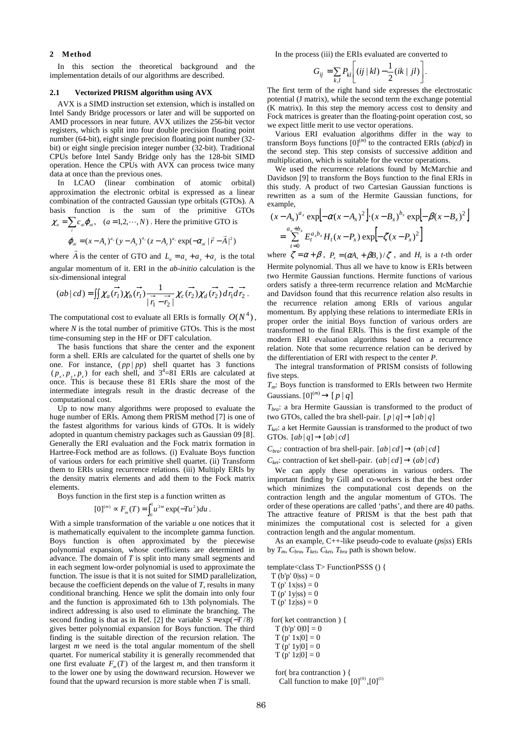## 2 Method

In this section the theoretical background and the implementation details of our algorithms are described.

### 2.1 Vectorized PRISM algorithm using AVX

AVX is a SIMD instruction set extension, which is installed on Intel Sandy Bridge processors or later and will be supported on AMD processors in near future. AVX utilizes the 256-bit vector registers, which is split into four double precision floating point number (64-bit), eight single precision floating point number (32-bit) or eight single precision integer number (32-bit). Traditional CPUs before Intel Sandy Bridge only has the 128-bit SIMD operation. Hence the CPUs with AVX can process twice many data at once than the previous ones.

In LCAO (linear combination of atomic orbital) approximation the electronic orbital is expressed as a linear combination of the contracted Gaussian type orbitals (GTOs). A basis function is the sum of the primitive GTOs $\chi_a = \sum_i c_{ai}\varphi_{ai}, \quad (a = 1,2,\cdots,N)$. Here the primitive GTO is

$$\varphi_{ai} = (x - A_x)^{a_x}(y - A_y)^{a_y}(z - A_z)^{a_z}\exp(-\alpha_{ai}|\vec{r} - \vec{A}|^2)$$

where $\vec{A}$ is the center of GTO and $L_a = a_x + a_y + a_z$ is the total angular momentum of it. ERI in the *ab-initio* calculation is the six-dimensional integral

$$(ab|cd) = \iint \chi_a(\vec{r_1})\chi_b(\vec{r_1})\frac{1}{|\vec{r_1} - \vec{r_2}|}\chi_c(\vec{r_2})\chi_d(\vec{r_2})\,d\vec{r_1}d\vec{r_2}\,.$$

The computational cost to evaluate all ERIs is formally $O(N^4)$, where *N* is the total number of primitive GTOs. This is the most time-consuming step in the HF or DFT calculation.

The basis functions that share the center and the exponent form a shell. ERIs are calculated for the quartet of shells one by one. For instance, $(pp|pp)$ shell quartet has 3 functions $(p_x, p_y, p_z)$ for each shell, and $3^4$=81 ERIs are calculated at once. This is because these 81 ERIs share the most of the intermediate integrals result in the drastic decrease of the computational cost.

Up to now many algorithms were proposed to evaluate the huge number of ERIs. Among them PRISM method [7] is one of the fastest algorithms for various kinds of GTOs. It is widely adopted in quantum chemistry packages such as Gaussian 09 [8]. Generally the ERI evaluation and the Fock matrix formation in Hartree-Fock method are as follows. (i) Evaluate Boys function of various orders for each primitive shell quartet. (ii) Transform them to ERIs using recurrence relations. (iii) Multiply ERIs by the density matrix elements and add them to the Fock matrix elements.

Boys function in the first step is a function written as

$$[0]^{(m)} \propto F_m(T) = \int_0^1 u^{2m}\exp(-Tu^2)\,du\,.$$

With a simple transformation of the variable *u* one notices that it is mathematically equivalent to the incomplete gamma function. Boys function is often approximated by the piecewise polynomial expansion, whose coefficients are determined in advance. The domain of *T* is split into many small segments and in each segment low-order polynomial is used to approximate the function. The issue is that it is not suited for SIMD parallelization, because the coefficient depends on the value of *T*, results in many conditional branching. Hence we split the domain into only four and the function is approximated 6th to 13th polynomials. The indirect addressing is also used to eliminate the branching. The second finding is that as in Ref. [2] the variable $S = \exp(-T/8)$ gives better polynomial expansion for Boys function. The third finding is the suitable direction of the recursion relation. The largest *m* we need is the total angular momentum of the shell quartet. For numerical stability it is generally recommended that one first evaluate $F_m(T)$ of the largest *m*, and then transform it to the lower one by using the downward recursion. However we found that the upward recursion is more stable when *T* is small.

In the process (iii) the ERIs evaluated are converted to

$$G_{ij} = \sum_{k,l} P_{kl}\left[(ij|kl) - \frac{1}{2}(ik|jl)\right].$$

The first term of the right hand side expresses the electrostatic potential (J matrix), while the second term the exchange potential (K matrix). In this step the memory access cost to density and Fock matrices is greater than the floating-point operation cost, so we expect little merit to use vector operations.

Various ERI evaluation algorithms differ in the way to transform Boys functions $[0]^{(m)}$ to the contracted ERIs (*ab*|*cd*) in the second step. This step consists of successive addition and multiplication, which is suitable for the vector operations.

We used the recurrence relations found by McMarchie and Davidson [9] to transform the Boys function to the final ERIs in this study. A product of two Cartesian Gaussian functions is rewritten as a sum of the Hermite Gaussian functions, for example,

$$(x - A_x)^{a_x}\exp\left[-\alpha(x - A_x)^2\right]\cdot(x - B_x)^{b_x}\exp\left[-\beta(x - B_x)^2\right]$$
$$= \sum_{t=0}^{a_x+b_x} E_t^{a_x b_x} H_t(x - P_x)\exp\left[-\zeta(x - P_x)^2\right]$$

where $\zeta = \alpha + \beta$, $P_x = (\alpha A_x + \beta B_x)/\zeta$, and $H_t$ is a *t*-th order Hermite polynomial. Thus all we have to know is ERIs between two Hermite Gaussian functions. Hermite functions of various orders satisfy a three-term recurrence relation and McMarchie and Davidson found that this recurrence relation also results in the recurrence relation among ERIs of various angular momentum. By applying these relations to intermediate ERIs in proper order the initial Boys function of various orders are transformed to the final ERIs. This is the first example of the modern ERI evaluation algorithms based on a recurrence relation. Note that some recurrence relation can be derived by the differentiation of ERI with respect to the center *P*.

The integral transformation of PRISM consists of following five steps.

$T_m$: Boys function is transformed to ERIs between two Hermite Gaussians. $[0]^{(m)} \rightarrow [p|q]$

$T_{bra}$: a bra Hermite Gaussian is transformed to the product of two GTOs, called the bra shell-pair. $[p|q] \rightarrow [ab|q]$

$T_{ket}$: a ket Hermite Gaussian is transformed to the product of two GTOs. $[ab|q] \rightarrow [ab|cd]$

$C_{bra}$: contraction of bra shell-pair. $[ab|cd] \rightarrow (ab|cd]$

$C_{ket}$: contraction of ket shell-pair. $(ab|cd] \rightarrow (ab|cd)$

We can apply these operations in various orders. The important finding by Gill and co-workers is that the best order which minimizes the computational cost depends on the contraction length and the angular momentum of GTOs. The order of these operations are called 'paths', and there are 40 paths. The attractive feature of PRISM is that the best path that minimizes the computational cost is selected for a given contraction length and the angular momentum.

As an example, C++-like pseudo-code to evaluate (*ps*|*ss*) ERIs by $T_m$, $C_{bra}$, $T_{ket}$, $C_{ket}$, $T_{bra}$ path is shown below.

```
template<class T> FunctionPSSS () {
  T (b'p' 0|ss) = 0
  T (p' 1x|ss) = 0
  T (p' 1y|ss) = 0
  T (p' 1z|ss) = 0

  for( ket contranction ) {
    T (b'p' 0|0] = 0
    T (p' 1x|0] = 0
    T (p' 1y|0] = 0
    T (p' 1z|0] = 0

    for( bra contranction ) {
      Call function to make [0]^(0),[0]^(1)
```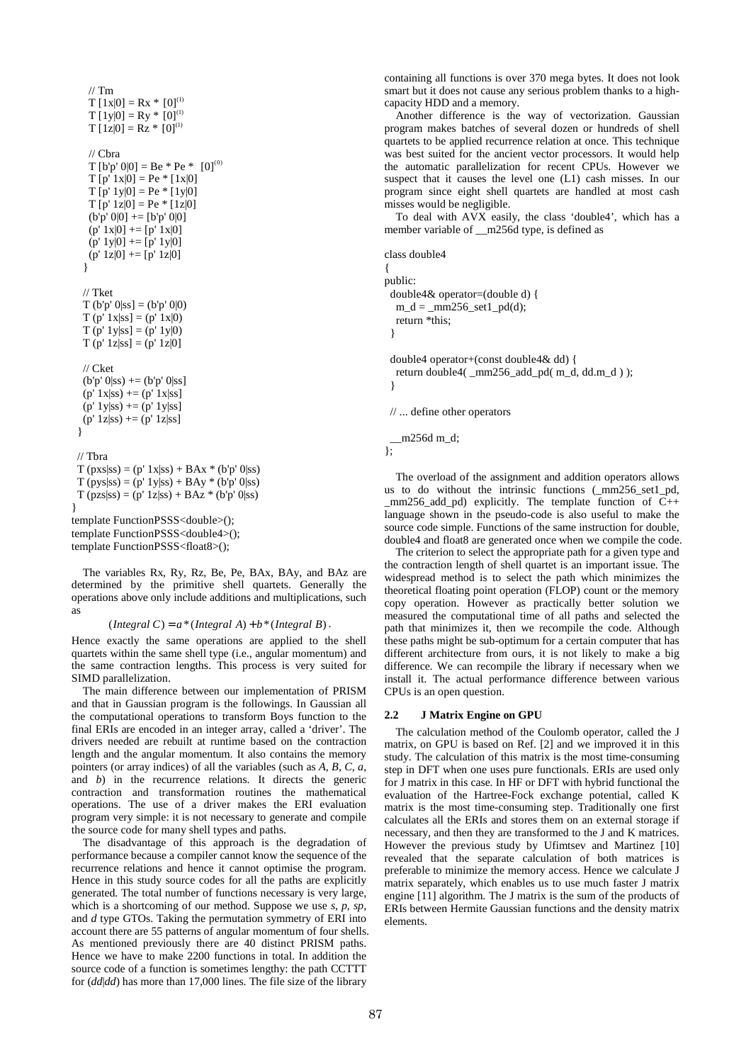```
    // Tm
    T [1x|0] = Rx * [0]^(1)
    T [1y|0] = Ry * [0]^(1)
    T [1z|0] = Rz * [0]^(1)

    // Cbra
    T [b'p' 0|0] = Be * Pe * [0]^(0)
    T [p' 1x|0] = Pe * [1x|0]
    T [p' 1y|0] = Pe * [1y|0]
    T [p' 1z|0] = Pe * [1z|0]
    (b'p' 0|0] += [b'p' 0|0]
    (p' 1x|0] += [p' 1x|0]
    (p' 1y|0] += [p' 1y|0]
    (p' 1z|0] += [p' 1z|0]
   }

   // Tket
   T (b'p' 0|ss] = (b'p' 0|0)
   T (p' 1x|ss] = (p' 1x|0)
   T (p' 1y|ss] = (p' 1y|0)
   T (p' 1z|ss] = (p' 1z|0]

   // Cket
   (b'p' 0|ss) += (b'p' 0|ss]
   (p' 1x|ss) += (p' 1x|ss]
   (p' 1y|ss) += (p' 1y|ss]
   (p' 1z|ss) += (p' 1z|ss]
  }

  // Tbra
  T (pxs|ss) = (p' 1x|ss) + BAx * (b'p' 0|ss)
  T (pys|ss) = (p' 1y|ss) + BAy * (b'p' 0|ss)
  T (pzs|ss) = (p' 1z|ss) + BAz * (b'p' 0|ss)
}
template FunctionPSSS<double>();
template FunctionPSSS<double4>();
template FunctionPSSS<float8>();
```

The variables Rx, Ry, Rz, Be, Pe, BAx, BAy, and BAz are determined by the primitive shell quartets. Generally the operations above only include additions and multiplications, such as

$$(Integral\ C) = a*(Integral\ A) + b*(Integral\ B).$$

Hence exactly the same operations are applied to the shell quartets within the same shell type (i.e., angular momentum) and the same contraction lengths. This process is very suited for SIMD parallelization.

The main difference between our implementation of PRISM and that in Gaussian program is the followings. In Gaussian all the computational operations to transform Boys function to the final ERIs are encoded in an integer array, called a 'driver'. The drivers needed are rebuilt at runtime based on the contraction length and the angular momentum. It also contains the memory pointers (or array indices) of all the variables (such as *A*, *B*, *C*, *a*, and *b*) in the recurrence relations. It directs the generic contraction and transformation routines the mathematical operations. The use of a driver makes the ERI evaluation program very simple: it is not necessary to generate and compile the source code for many shell types and paths.

The disadvantage of this approach is the degradation of performance because a compiler cannot know the sequence of the recurrence relations and hence it cannot optimise the program. Hence in this study source codes for all the paths are explicitly generated. The total number of functions necessary is very large, which is a shortcoming of our method. Suppose we use *s*, *p*, *sp*, and *d* type GTOs. Taking the permutation symmetry of ERI into account there are 55 patterns of angular momentum of four shells. As mentioned previously there are 40 distinct PRISM paths. Hence we have to make 2200 functions in total. In addition the source code of a function is sometimes lengthy: the path CCTTT for (*dd*|*dd*) has more than 17,000 lines. The file size of the library containing all functions is over 370 mega bytes. It does not look smart but it does not cause any serious problem thanks to a high-capacity HDD and a memory.

Another difference is the way of vectorization. Gaussian program makes batches of several dozen or hundreds of shell quartets to be applied recurrence relation at once. This technique was best suited for the ancient vector processors. It would help the automatic parallelization for recent CPUs. However we suspect that it causes the level one (L1) cash misses. In our program since eight shell quartets are handled at most cash misses would be negligible.

To deal with AVX easily, the class 'double4', which has a member variable of __m256d type, is defined as

```
class double4
{
public:
  double4& operator=(double d) {
    m_d = _mm256_set1_pd(d);
    return *this;
  }

  double4 operator+(const double4& dd) {
    return double4( _mm256_add_pd( m_d, dd.m_d ) );
  }

  // ... define other operators

  __m256d m_d;
};
```

The overload of the assignment and addition operators allows us to do without the intrinsic functions (_mm256_set1_pd, _mm256_add_pd) explicitly. The template function of C++ language shown in the pseudo-code is also useful to make the source code simple. Functions of the same instruction for double, double4 and float8 are generated once when we compile the code.

The criterion to select the appropriate path for a given type and the contraction length of shell quartet is an important issue. The widespread method is to select the path which minimizes the theoretical floating point operation (FLOP) count or the memory copy operation. However as practically better solution we measured the computational time of all paths and selected the path that minimizes it, then we recompile the code. Although these paths might be sub-optimum for a certain computer that has different architecture from ours, it is not likely to make a big difference. We can recompile the library if necessary when we install it. The actual performance difference between various CPUs is an open question.

### 2.2 J Matrix Engine on GPU

The calculation method of the Coulomb operator, called the J matrix, on GPU is based on Ref. [2] and we improved it in this study. The calculation of this matrix is the most time-consuming step in DFT when one uses pure functionals. ERIs are used only for J matrix in this case. In HF or DFT with hybrid functional the evaluation of the Hartree-Fock exchange potential, called K matrix is the most time-consuming step. Traditionally one first calculates all the ERIs and stores them on an external storage if necessary, and then they are transformed to the J and K matrices. However the previous study by Ufimtsev and Martinez [10] revealed that the separate calculation of both matrices is preferable to minimize the memory access. Hence we calculate J matrix separately, which enables us to use much faster J matrix engine [11] algorithm. The J matrix is the sum of the products of ERIs between Hermite Gaussian functions and the density matrix elements.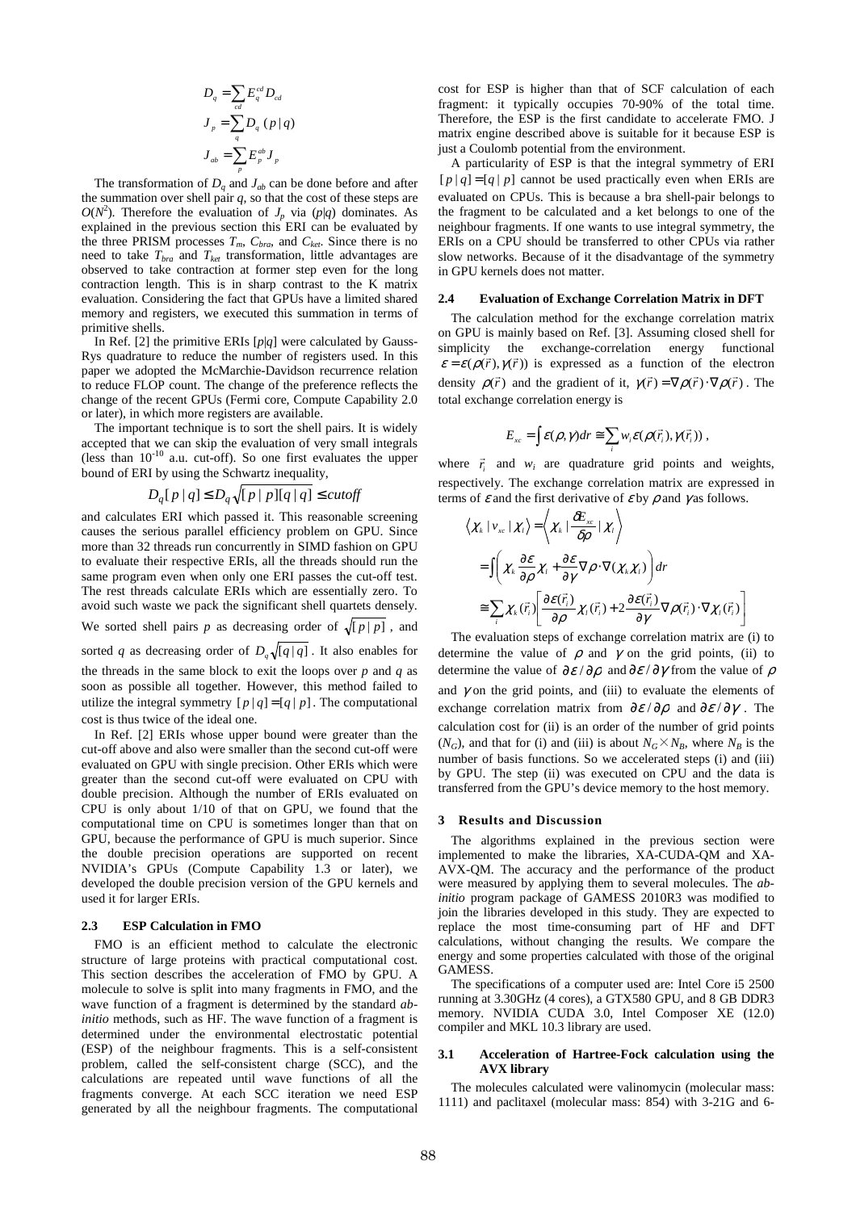$$D_q = \sum_{cd} E_q^{cd} D_{cd}$$

$$J_p = \sum_q D_q\,(p\,|\,q)$$

$$J_{ab} = \sum_p E_p^{ab} J_p$$

The transformation of $D_q$ and $J_{ab}$ can be done before and after the summation over shell pair $q$, so that the cost of these steps are $O(N^2)$. Therefore the evaluation of $J_p$ via $(p|q)$ dominates. As explained in the previous section this ERI can be evaluated by the three PRISM processes $T_m$, $C_{bra}$, and $C_{ket}$. Since there is no need to take $T_{bra}$ and $T_{ket}$ transformation, little advantages are observed to take contraction at former step even for the long contraction length. This is in sharp contrast to the K matrix evaluation. Considering the fact that GPUs have a limited shared memory and registers, we executed this summation in terms of primitive shells.

In Ref. [2] the primitive ERIs $[p|q]$ were calculated by Gauss-Rys quadrature to reduce the number of registers used. In this paper we adopted the McMarchie-Davidson recurrence relation to reduce FLOP count. The change of the preference reflects the change of the recent GPUs (Fermi core, Compute Capability 2.0 or later), in which more registers are available.

The important technique is to sort the shell pairs. It is widely accepted that we can skip the evaluation of very small integrals (less than $10^{-10}$ a.u. cut-off). So one first evaluates the upper bound of ERI by using the Schwartz inequality,

$$D_q[p\,|\,q] \le D_q\sqrt{[p\,|\,p][q\,|\,q]} \le cutoff$$

and calculates ERI which passed it. This reasonable screening causes the serious parallel efficiency problem on GPU. Since more than 32 threads run concurrently in SIMD fashion on GPU to evaluate their respective ERIs, all the threads should run the same program even when only one ERI passes the cut-off test. The rest threads calculate ERIs which are essentially zero. To avoid such waste we pack the significant shell quartets densely. We sorted shell pairs $p$ as decreasing order of $\sqrt{[p\,|\,p]}$, and sorted $q$ as decreasing order of $D_q\sqrt{[q\,|\,q]}$. It also enables for the threads in the same block to exit the loops over $p$ and $q$ as soon as possible all together. However, this method failed to utilize the integral symmetry $[p\,|\,q]=[q\,|\,p]$. The computational cost is thus twice of the ideal one.

In Ref. [2] ERIs whose upper bound were greater than the cut-off above and also were smaller than the second cut-off were evaluated on GPU with single precision. Other ERIs which were greater than the second cut-off were evaluated on CPU with double precision. Although the number of ERIs evaluated on CPU is only about 1/10 of that on GPU, we found that the computational time on CPU is sometimes longer than that on GPU, because the performance of GPU is much superior. Since the double precision operations are supported on recent NVIDIA's GPUs (Compute Capability 1.3 or later), we developed the double precision version of the GPU kernels and used it for larger ERIs.

### 2.3 ESP Calculation in FMO

FMO is an efficient method to calculate the electronic structure of large proteins with practical computational cost. This section describes the acceleration of FMO by GPU. A molecule to solve is split into many fragments in FMO, and the wave function of a fragment is determined by the standard *ab-initio* methods, such as HF. The wave function of a fragment is determined under the environmental electrostatic potential (ESP) of the neighbour fragments. This is a self-consistent problem, called the self-consistent charge (SCC), and the calculations are repeated until wave functions of all the fragments converge. At each SCC iteration we need ESP generated by all the neighbour fragments. The computational cost for ESP is higher than that of SCF calculation of each fragment: it typically occupies 70-90% of the total time. Therefore, the ESP is the first candidate to accelerate FMO. J matrix engine described above is suitable for it because ESP is just a Coulomb potential from the environment.

A particularity of ESP is that the integral symmetry of ERI $[p\,|\,q]=[q\,|\,p]$ cannot be used practically even when ERIs are evaluated on CPUs. This is because a bra shell-pair belongs to the fragment to be calculated and a ket belongs to one of the neighbour fragments. If one wants to use integral symmetry, the ERIs on a CPU should be transferred to other CPUs via rather slow networks. Because of it the disadvantage of the symmetry in GPU kernels does not matter.

### 2.4 Evaluation of Exchange Correlation Matrix in DFT

The calculation method for the exchange correlation matrix on GPU is mainly based on Ref. [3]. Assuming closed shell for simplicity the exchange-correlation energy functional $\varepsilon = \varepsilon(\rho(\vec{r}), \gamma(\vec{r}))$ is expressed as a function of the electron density $\rho(\vec{r})$ and the gradient of it, $\gamma(\vec{r}) = \nabla\rho(\vec{r})\cdot\nabla\rho(\vec{r})$. The total exchange correlation energy is

$$E_{xc} = \int \varepsilon(\rho,\gamma)dr \cong \sum_i w_i \varepsilon(\rho(\vec{r}_i), \gamma(\vec{r}_i)),$$

where $\vec{r}_i$ and $w_i$ are quadrature grid points and weights, respectively. The exchange correlation matrix are expressed in terms of $\varepsilon$ and the first derivative of $\varepsilon$ by $\rho$ and $\gamma$ as follows.

$$\begin{aligned}
\left\langle \chi_k \,|\, v_{xc} \,|\, \chi_l \right\rangle &= \left\langle \chi_k \,|\, \frac{\delta E_{xc}}{\delta\rho} \,|\, \chi_l \right\rangle \\
&= \int \left( \chi_k \frac{\partial\varepsilon}{\partial\rho}\chi_l + \frac{\partial\varepsilon}{\partial\gamma}\nabla\rho\cdot\nabla(\chi_k\chi_l) \right) dr \\
&\cong \sum_i \chi_k(\vec{r}_i)\left[ \frac{\partial\varepsilon(\vec{r}_i)}{\partial\rho}\chi_l(\vec{r}_i) + 2\frac{\partial\varepsilon(\vec{r}_i)}{\partial\gamma}\nabla\rho(\vec{r}_i)\cdot\nabla\chi_l(\vec{r}_i) \right]
\end{aligned}$$

The evaluation steps of exchange correlation matrix are (i) to determine the value of $\rho$ and $\gamma$ on the grid points, (ii) to determine the value of $\partial\varepsilon/\partial\rho$ and $\partial\varepsilon/\partial\gamma$ from the value of $\rho$ and $\gamma$ on the grid points, and (iii) to evaluate the elements of exchange correlation matrix from $\partial\varepsilon/\partial\rho$ and $\partial\varepsilon/\partial\gamma$. The calculation cost for (ii) is an order of the number of grid points ($N_G$), and that for (i) and (iii) is about $N_G \times N_B$, where $N_B$ is the number of basis functions. So we accelerated steps (i) and (iii) by GPU. The step (ii) was executed on CPU and the data is transferred from the GPU's device memory to the host memory.

## 3 Results and Discussion

The algorithms explained in the previous section were implemented to make the libraries, XA-CUDA-QM and XA-AVX-QM. The accuracy and the performance of the product were measured by applying them to several molecules. The *ab-initio* program package of GAMESS 2010R3 was modified to join the libraries developed in this study. They are expected to replace the most time-consuming part of HF and DFT calculations, without changing the results. We compare the energy and some properties calculated with those of the original GAMESS.

The specifications of a computer used are: Intel Core i5 2500 running at 3.30GHz (4 cores), a GTX580 GPU, and 8 GB DDR3 memory. NVIDIA CUDA 3.0, Intel Composer XE (12.0) compiler and MKL 10.3 library are used.

### 3.1 Acceleration of Hartree-Fock calculation using the AVX library

The molecules calculated were valinomycin (molecular mass: 1111) and paclitaxel (molecular mass: 854) with 3-21G and 6-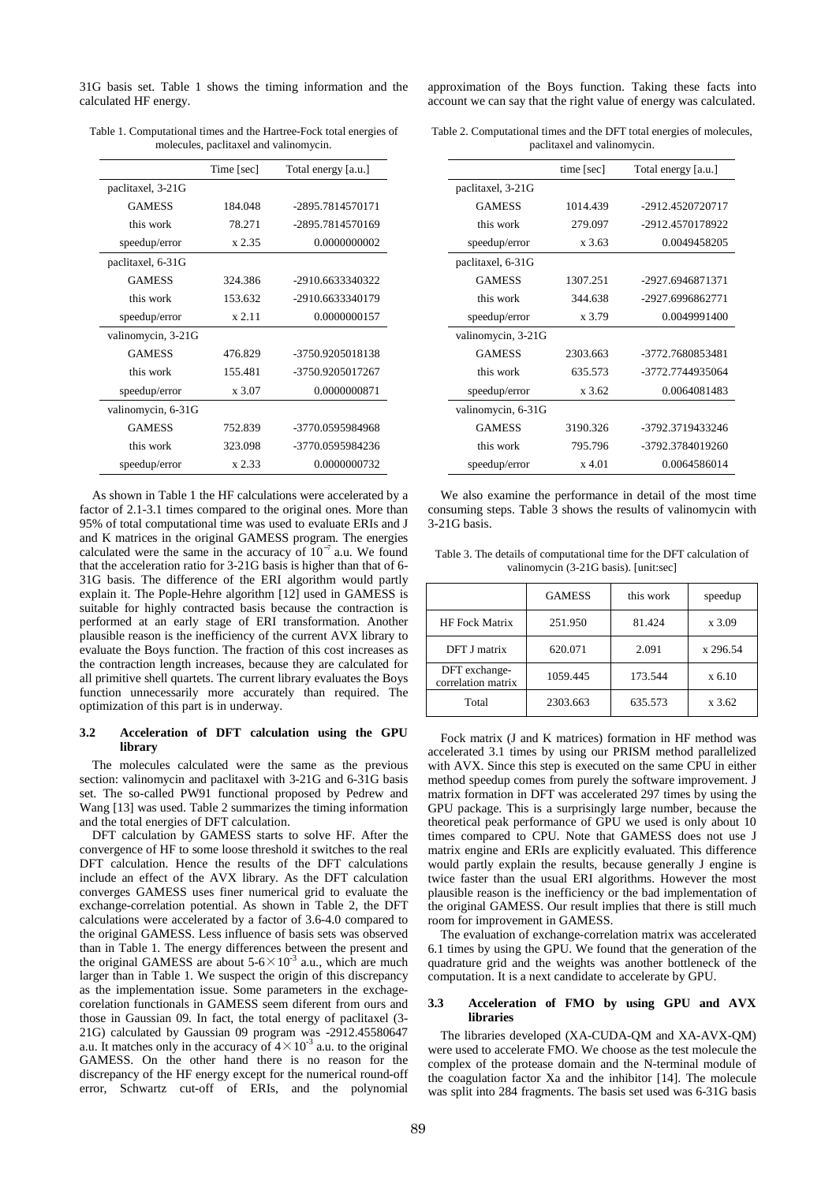31G basis set. Table 1 shows the timing information and the calculated HF energy.

Table 1. Computational times and the Hartree-Fock total energies of molecules, paclitaxel and valinomycin.

| | Time [sec] | Total energy [a.u.] |
|---|---|---|
| paclitaxel, 3-21G | | |
| GAMESS | 184.048 | -2895.7814570171 |
| this work | 78.271 | -2895.7814570169 |
| speedup/error | x 2.35 | 0.0000000002 |
| paclitaxel, 6-31G | | |
| GAMESS | 324.386 | -2910.6633340322 |
| this work | 153.632 | -2910.6633340179 |
| speedup/error | x 2.11 | 0.0000000157 |
| valinomycin, 3-21G | | |
| GAMESS | 476.829 | -3750.9205018138 |
| this work | 155.481 | -3750.9205017267 |
| speedup/error | x 3.07 | 0.0000000871 |
| valinomycin, 6-31G | | |
| GAMESS | 752.839 | -3770.0595984968 |
| this work | 323.098 | -3770.0595984236 |
| speedup/error | x 2.33 | 0.0000000732 |

As shown in Table 1 the HF calculations were accelerated by a factor of 2.1-3.1 times compared to the original ones. More than 95% of total computational time was used to evaluate ERIs and J and K matrices in the original GAMESS program. The energies calculated were the same in the accuracy of $10^{-7}$ a.u. We found that the acceleration ratio for 3-21G basis is higher than that of 6-31G basis. The difference of the ERI algorithm would partly explain it. The Pople-Hehre algorithm [12] used in GAMESS is suitable for highly contracted basis because the contraction is performed at an early stage of ERI transformation. Another plausible reason is the inefficiency of the current AVX library to evaluate the Boys function. The fraction of this cost increases as the contraction length increases, because they are calculated for all primitive shell quartets. The current library evaluates the Boys function unnecessarily more accurately than required. The optimization of this part is in underway.

### 3.2 Acceleration of DFT calculation using the GPU library

The molecules calculated were the same as the previous section: valinomycin and paclitaxel with 3-21G and 6-31G basis set. The so-called PW91 functional proposed by Pedrew and Wang [13] was used. Table 2 summarizes the timing information and the total energies of DFT calculation.

DFT calculation by GAMESS starts to solve HF. After the convergence of HF to some loose threshold it switches to the real DFT calculation. Hence the results of the DFT calculations include an effect of the AVX library. As the DFT calculation converges GAMESS uses finer numerical grid to evaluate the exchange-correlation potential. As shown in Table 2, the DFT calculations were accelerated by a factor of 3.6-4.0 compared to the original GAMESS. Less influence of basis sets was observed than in Table 1. The energy differences between the present and the original GAMESS are about $5\text{-}6\times10^{-3}$ a.u., which are much larger than in Table 1. We suspect the origin of this discrepancy as the implementation issue. Some parameters in the exchage-corelation functionals in GAMESS seem diferent from ours and those in Gaussian 09. In fact, the total energy of paclitaxel (3-21G) calculated by Gaussian 09 program was -2912.45580647 a.u. It matches only in the accuracy of $4\times10^{-3}$ a.u. to the original GAMESS. On the other hand there is no reason for the discrepancy of the HF energy except for the numerical round-off error, Schwartz cut-off of ERIs, and the polynomial approximation of the Boys function. Taking these facts into account we can say that the right value of energy was calculated.

Table 2. Computational times and the DFT total energies of molecules, paclitaxel and valinomycin.

| | time [sec] | Total energy [a.u.] |
|---|---|---|
| paclitaxel, 3-21G | | |
| GAMESS | 1014.439 | -2912.4520720717 |
| this work | 279.097 | -2912.4570178922 |
| speedup/error | x 3.63 | 0.0049458205 |
| paclitaxel, 6-31G | | |
| GAMESS | 1307.251 | -2927.6946871371 |
| this work | 344.638 | -2927.6996862771 |
| speedup/error | x 3.79 | 0.0049991400 |
| valinomycin, 3-21G | | |
| GAMESS | 2303.663 | -3772.7680853481 |
| this work | 635.573 | -3772.7744935064 |
| speedup/error | x 3.62 | 0.0064081483 |
| valinomycin, 6-31G | | |
| GAMESS | 3190.326 | -3792.3719433246 |
| this work | 795.796 | -3792.3784019260 |
| speedup/error | x 4.01 | 0.0064586014 |

We also examine the performance in detail of the most time consuming steps. Table 3 shows the results of valinomycin with 3-21G basis.

Table 3. The details of computational time for the DFT calculation of valinomycin (3-21G basis). [unit:sec]

| | GAMESS | this work | speedup |
|---|---|---|---|
| HF Fock Matrix | 251.950 | 81.424 | x 3.09 |
| DFT J matrix | 620.071 | 2.091 | x 296.54 |
| DFT exchange-correlation matrix | 1059.445 | 173.544 | x 6.10 |
| Total | 2303.663 | 635.573 | x 3.62 |

Fock matrix (J and K matrices) formation in HF method was accelerated 3.1 times by using our PRISM method parallelized with AVX. Since this step is executed on the same CPU in either method speedup comes from purely the software improvement. J matrix formation in DFT was accelerated 297 times by using the GPU package. This is a surprisingly large number, because the theoretical peak performance of GPU we used is only about 10 times compared to CPU. Note that GAMESS does not use J matrix engine and ERIs are explicitly evaluated. This difference would partly explain the results, because generally J engine is twice faster than the usual ERI algorithms. However the most plausible reason is the inefficiency or the bad implementation of the original GAMESS. Our result implies that there is still much room for improvement in GAMESS.

The evaluation of exchange-correlation matrix was accelerated 6.1 times by using the GPU. We found that the generation of the quadrature grid and the weights was another bottleneck of the computation. It is a next candidate to accelerate by GPU.

### 3.3 Acceleration of FMO by using GPU and AVX libraries

The libraries developed (XA-CUDA-QM and XA-AVX-QM) were used to accelerate FMO. We choose as the test molecule the complex of the protease domain and the N-terminal module of the coagulation factor Xa and the inhibitor [14]. The molecule was split into 284 fragments. The basis set used was 6-31G basis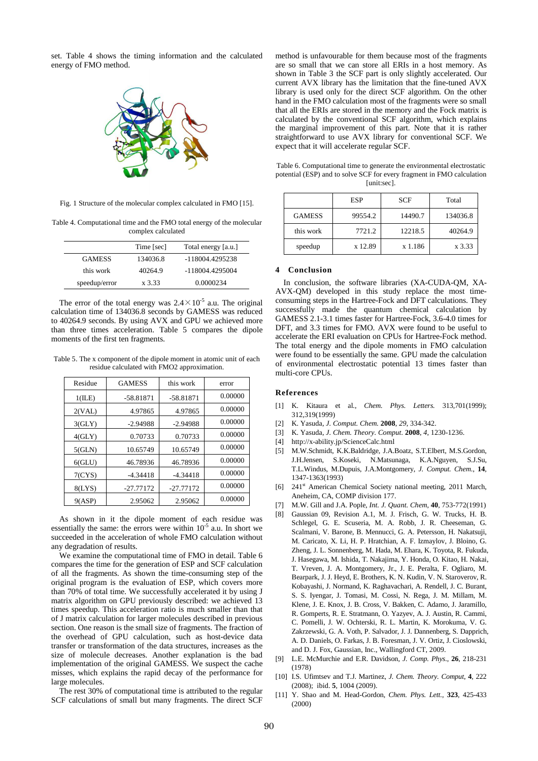set. Table 4 shows the timing information and the calculated energy of FMO method.

Fig. 1 Structure of the molecular complex calculated in FMO [15].

Table 4. Computational time and the FMO total energy of the molecular complex calculated

| | Time [sec] | Total energy [a.u.] |
|---|---|---|
| GAMESS | 134036.8 | -118004.4295238 |
| this work | 40264.9 | -118004.4295004 |
| speedup/error | x 3.33 | 0.0000234 |

The error of the total energy was $2.4\times10^{-5}$ a.u. The original calculation time of 134036.8 seconds by GAMESS was reduced to 40264.9 seconds. By using AVX and GPU we achieved more than three times acceleration. Table 5 compares the dipole moments of the first ten fragments.

Table 5. The x component of the dipole moment in atomic unit of each residue calculated with FMO2 approximation.

| Residue | GAMESS | this work | error |
|---|---|---|---|
| 1(ILE) | -58.81871 | -58.81871 | 0.00000 |
| 2(VAL) | 4.97865 | 4.97865 | 0.00000 |
| 3(GLY) | -2.94988 | -2.94988 | 0.00000 |
| 4(GLY) | 0.70733 | 0.70733 | 0.00000 |
| 5(GLN) | 10.65749 | 10.65749 | 0.00000 |
| 6(GLU) | 46.78936 | 46.78936 | 0.00000 |
| 7(CYS) | -4.34418 | -4.34418 | 0.00000 |
| 8(LYS) | -27.77172 | -27.77172 | 0.00000 |
| 9(ASP) | 2.95062 | 2.95062 | 0.00000 |

As shown in it the dipole moment of each residue was essentially the same: the errors were within $10^{-5}$ a.u. In short we succeeded in the acceleration of whole FMO calculation without any degradation of results.

We examine the computational time of FMO in detail. Table 6 compares the time for the generation of ESP and SCF calculation of all the fragments. As shown the time-consuming step of the original program is the evaluation of ESP, which covers more than 70% of total time. We successfully accelerated it by using J matrix algorithm on GPU previously described: we achieved 13 times speedup. This acceleration ratio is much smaller than that of J matrix calculation for larger molecules described in previous section. One reason is the small size of fragments. The fraction of the overhead of GPU calculation, such as host-device data transfer or transformation of the data structures, increases as the size of molecule decreases. Another explanation is the bad implementation of the original GAMESS. We suspect the cache misses, which explains the rapid decay of the performance for large molecules.

The rest 30% of computational time is attributed to the regular SCF calculations of small but many fragments. The direct SCF method is unfavourable for them because most of the fragments are so small that we can store all ERIs in a host memory. As shown in Table 3 the SCF part is only slightly accelerated. Our current AVX library has the limitation that the fine-tuned AVX library is used only for the direct SCF algorithm. On the other hand in the FMO calculation most of the fragments were so small that all the ERIs are stored in the memory and the Fock matrix is calculated by the conventional SCF algorithm, which explains the marginal improvement of this part. Note that it is rather straightforward to use AVX library for conventional SCF. We expect that it will accelerate regular SCF.

Table 6. Computational time to generate the environmental electrostatic potential (ESP) and to solve SCF for every fragment in FMO calculation [unit:sec].

| | ESP | SCF | Total |
|---|---|---|---|
| GAMESS | 99554.2 | 14490.7 | 134036.8 |
| this work | 7721.2 | 12218.5 | 40264.9 |
| speedup | x 12.89 | x 1.186 | x 3.33 |

## 4 Conclusion

In conclusion, the software libraries (XA-CUDA-QM, XA-AVX-QM) developed in this study replace the most time-consuming steps in the Hartree-Fock and DFT calculations. They successfully made the quantum chemical calculation by GAMESS 2.1-3.1 times faster for Hartree-Fock, 3.6-4.0 times for DFT, and 3.3 times for FMO. AVX were found to be useful to accelerate the ERI evaluation on CPUs for Hartree-Fock method. The total energy and the dipole moments in FMO calculation were found to be essentially the same. GPU made the calculation of environmental electrostatic potential 13 times faster than multi-core CPUs.

## References

[1] K. Kitaura et al., *Chem. Phys. Letters.* 313,701(1999); 312,319(1999)

[2] K. Yasuda, *J. Comput. Chem.* **2008**, *29*, 334-342.

[3] K. Yasuda, *J. Chem. Theory. Comput.* **2008**, *4*, 1230-1236.

[4] http://x-ability.jp/ScienceCalc.html

[5] M.W.Schmidt, K.K.Baldridge, J.A.Boatz, S.T.Elbert, M.S.Gordon, J.H.Jensen, S.Koseki, N.Matsunaga, K.A.Nguyen, S.J.Su, T.L.Windus, M.Dupuis, J.A.Montgomery, *J. Comput. Chem.*, **14**, 1347-1363(1993)

[6] 241[st] American Chemical Society national meeting, 2011 March, Aneheim, CA, COMP division 177.

[7] M.W. Gill and J.A. Pople, *Int. J. Quant. Chem*, **40**, 753-772(1991)

[8] Gaussian 09, Revision A.1, M. J. Frisch, G. W. Trucks, H. B. Schlegel, G. E. Scuseria, M. A. Robb, J. R. Cheeseman, G. Scalmani, V. Barone, B. Mennucci, G. A. Petersson, H. Nakatsuji, M. Caricato, X. Li, H. P. Hratchian, A. F. Izmaylov, J. Bloino, G. Zheng, J. L. Sonnenberg, M. Hada, M. Ehara, K. Toyota, R. Fukuda, J. Hasegawa, M. Ishida, T. Nakajima, Y. Honda, O. Kitao, H. Nakai, T. Vreven, J. A. Montgomery, Jr., J. E. Peralta, F. Ogliaro, M. Bearpark, J. J. Heyd, E. Brothers, K. N. Kudin, V. N. Staroverov, R. Kobayashi, J. Normand, K. Raghavachari, A. Rendell, J. C. Burant, S. S. Iyengar, J. Tomasi, M. Cossi, N. Rega, J. M. Millam, M. Klene, J. E. Knox, J. B. Cross, V. Bakken, C. Adamo, J. Jaramillo, R. Gomperts, R. E. Stratmann, O. Yazyev, A. J. Austin, R. Cammi, C. Pomelli, J. W. Ochterski, R. L. Martin, K. Morokuma, V. G. Zakrzewski, G. A. Voth, P. Salvador, J. J. Dannenberg, S. Dapprich, A. D. Daniels, O. Farkas, J. B. Foresman, J. V. Ortiz, J. Cioslowski, and D. J. Fox, Gaussian, Inc., Wallingford CT, 2009.

[9] L.E. McMurchie and E.R. Davidson, *J. Comp. Phys.*, **26**, 218-231 (1978)

[10] I.S. Ufimtsev and T.J. Martinez, *J. Chem. Theory. Comput*, **4**, 222 (2008); ibid. **5**, 1004 (2009).

[11] Y. Shao and M. Head-Gordon, *Chem. Phys. Lett.*, **323**, 425-433 (2000)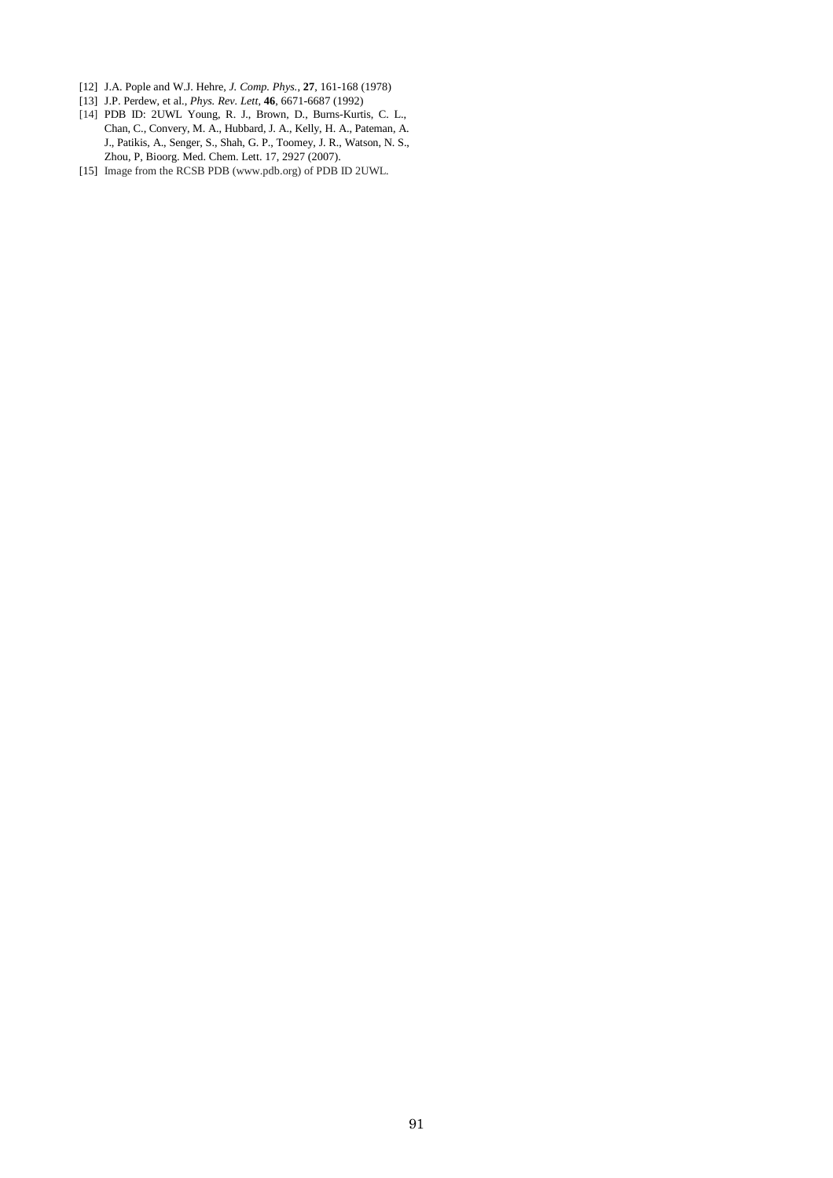[12] J.A. Pople and W.J. Hehre, *J. Comp. Phys.*, **27**, 161-168 (1978)
[13] J.P. Perdew, et al., *Phys. Rev. Lett*, **46**, 6671-6687 (1992)
[14] PDB ID: 2UWL Young, R. J., Brown, D., Burns-Kurtis, C. L., Chan, C., Convery, M. A., Hubbard, J. A., Kelly, H. A., Pateman, A. J., Patikis, A., Senger, S., Shah, G. P., Toomey, J. R., Watson, N. S., Zhou, P, Bioorg. Med. Chem. Lett. 17, 2927 (2007).
[15] Image from the RCSB PDB (www.pdb.org) of PDB ID 2UWL.